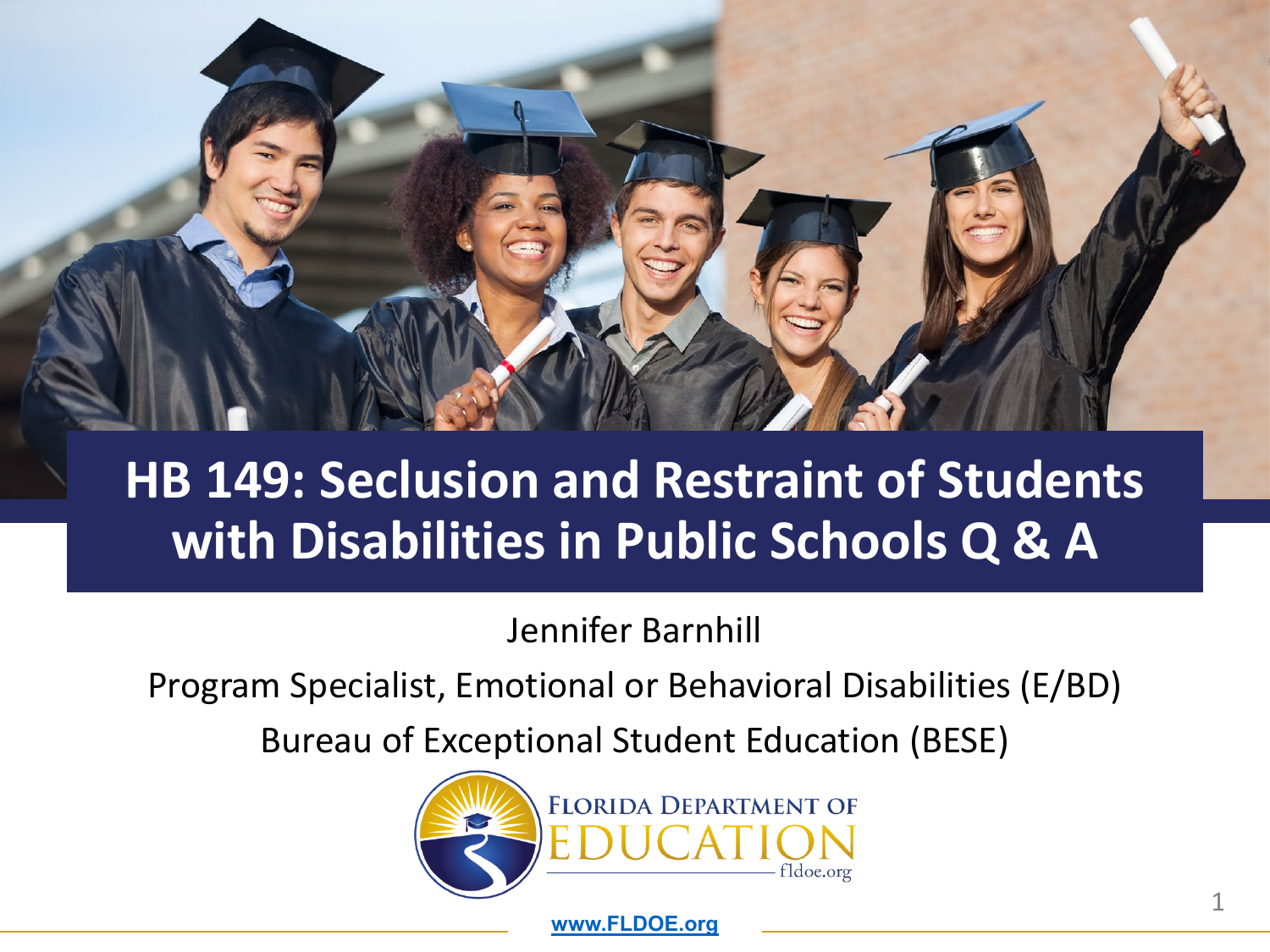# HB 149: Seclusion and Restraint of Students with Disabilities in Public Schools Q & A

Jennifer Barnhill

Program Specialist, Emotional or Behavioral Disabilities (E/BD)

Bureau of Exceptional Student Education (BESE)

FLORIDA DEPARTMENT OF EDUCATION

fldoe.org

www.FLDOE.org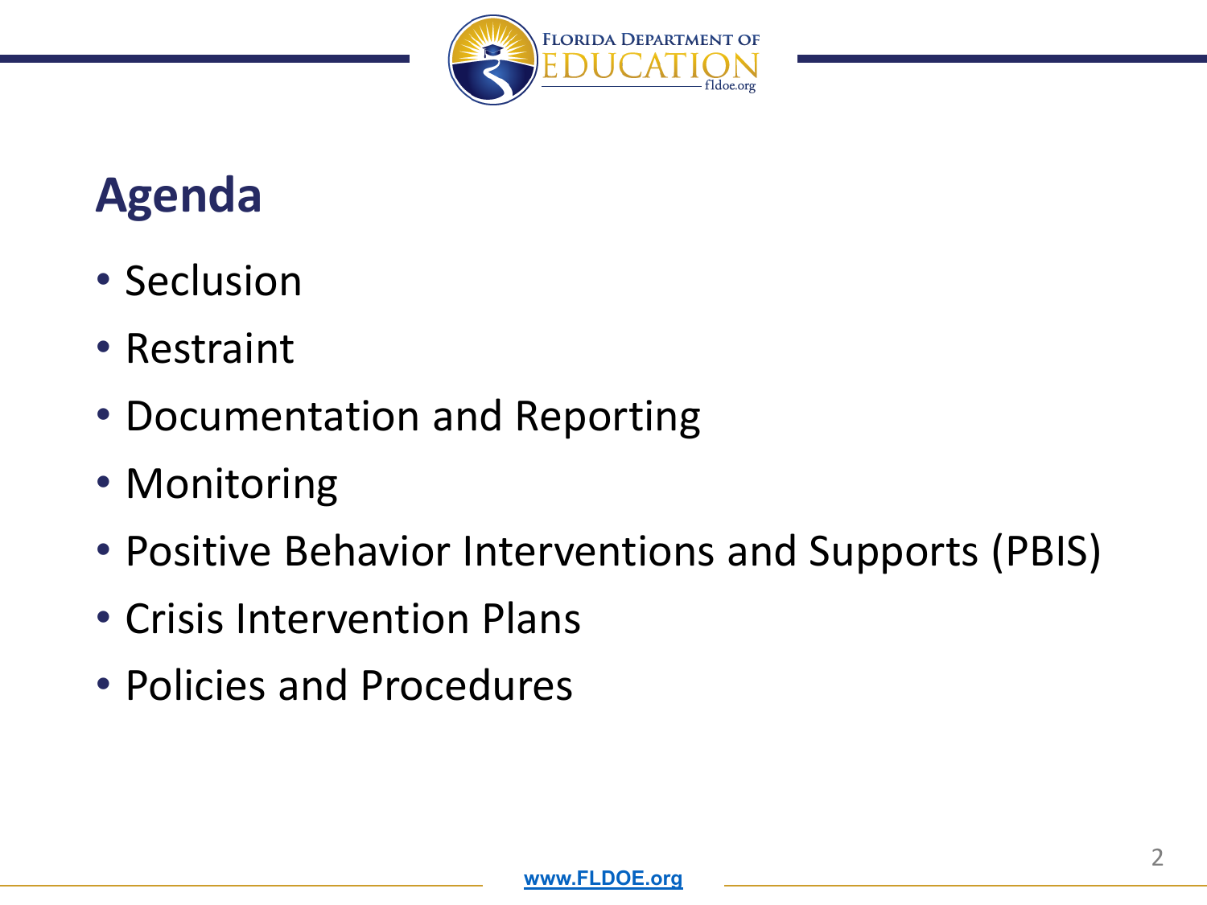# Agenda

- Seclusion
- Restraint
- Documentation and Reporting
- Monitoring
- Positive Behavior Interventions and Supports (PBIS)
- Crisis Intervention Plans
- Policies and Procedures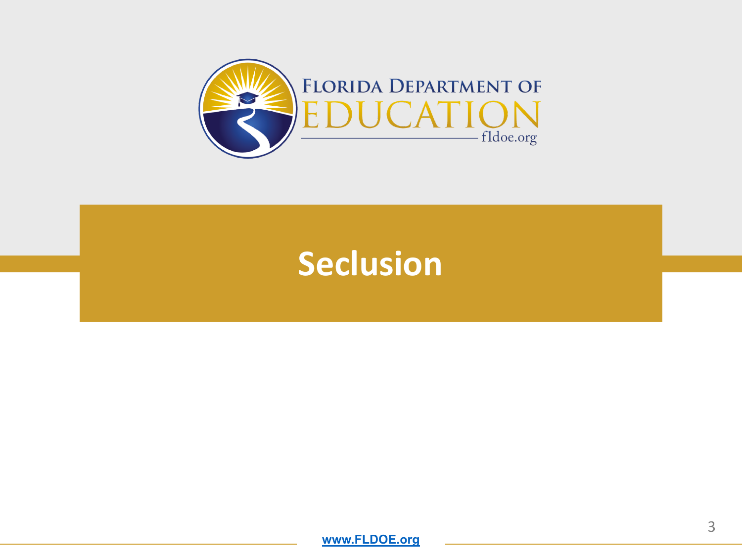# Seclusion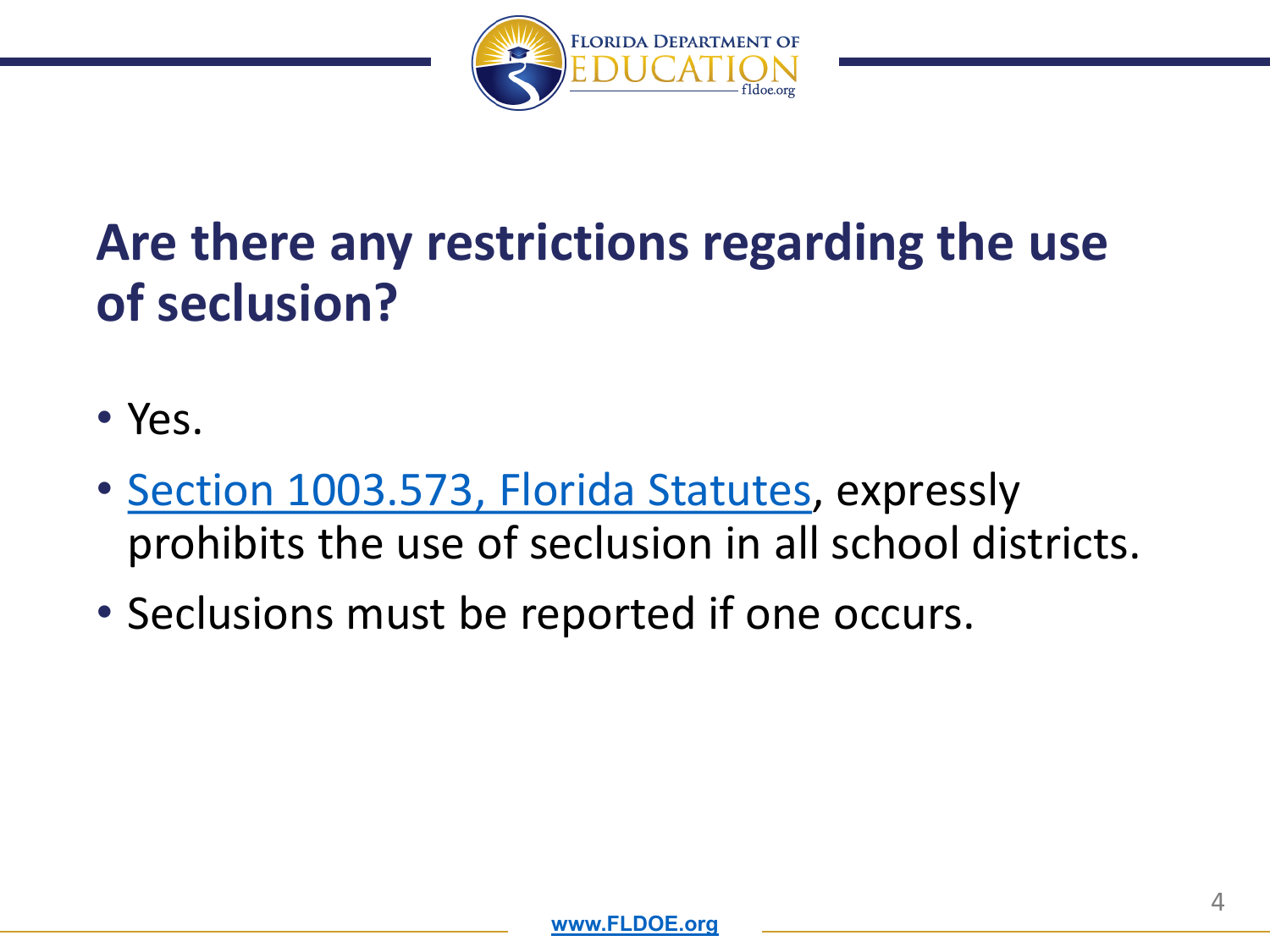# Are there any restrictions regarding the use of seclusion?

- Yes.
- Section 1003.573, Florida Statutes, expressly prohibits the use of seclusion in all school districts.
- Seclusions must be reported if one occurs.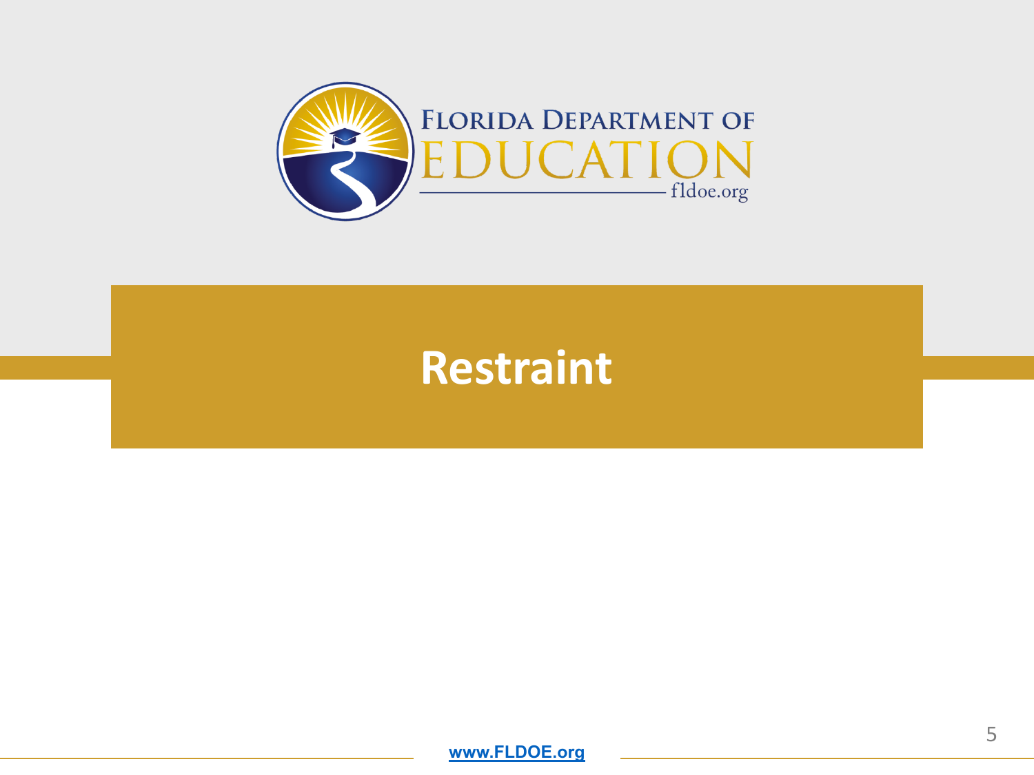# Restraint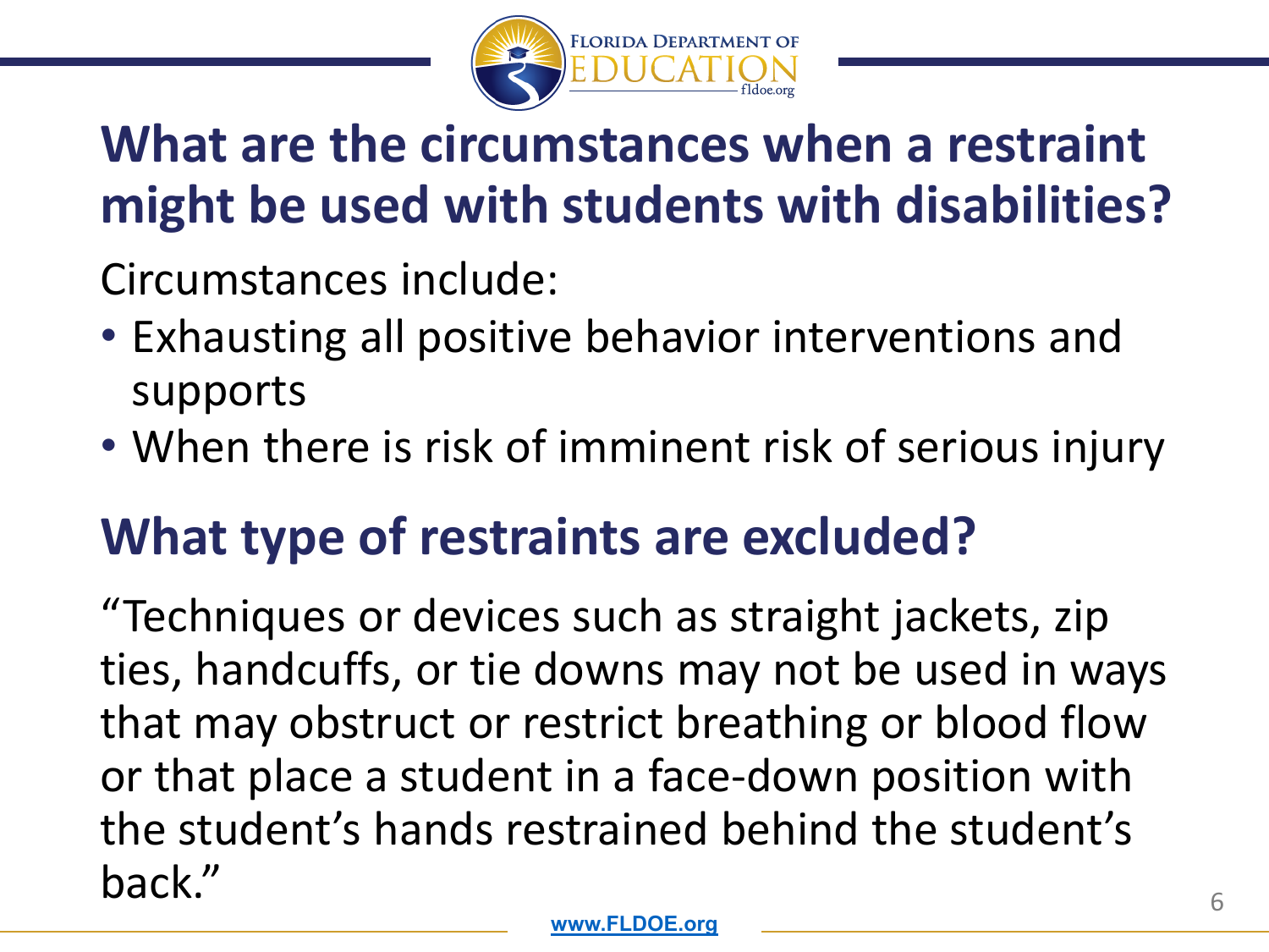## What are the circumstances when a restraint might be used with students with disabilities?

Circumstances include:

- Exhausting all positive behavior interventions and supports
- When there is risk of imminent risk of serious injury

## What type of restraints are excluded?

"Techniques or devices such as straight jackets, zip ties, handcuffs, or tie downs may not be used in ways that may obstruct or restrict breathing or blood flow or that place a student in a face-down position with the student's hands restrained behind the student's back."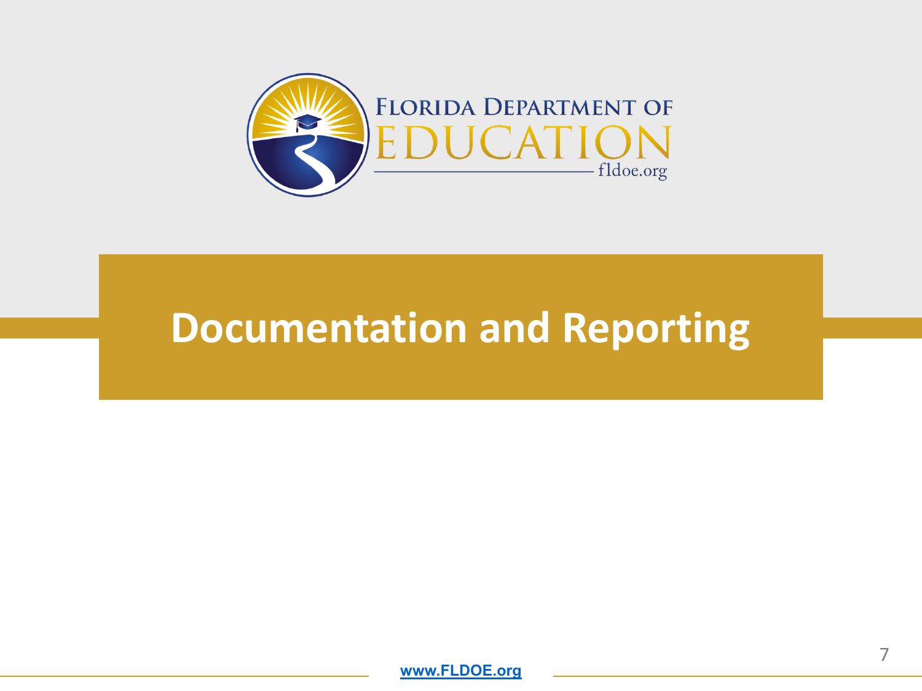# Documentation and Reporting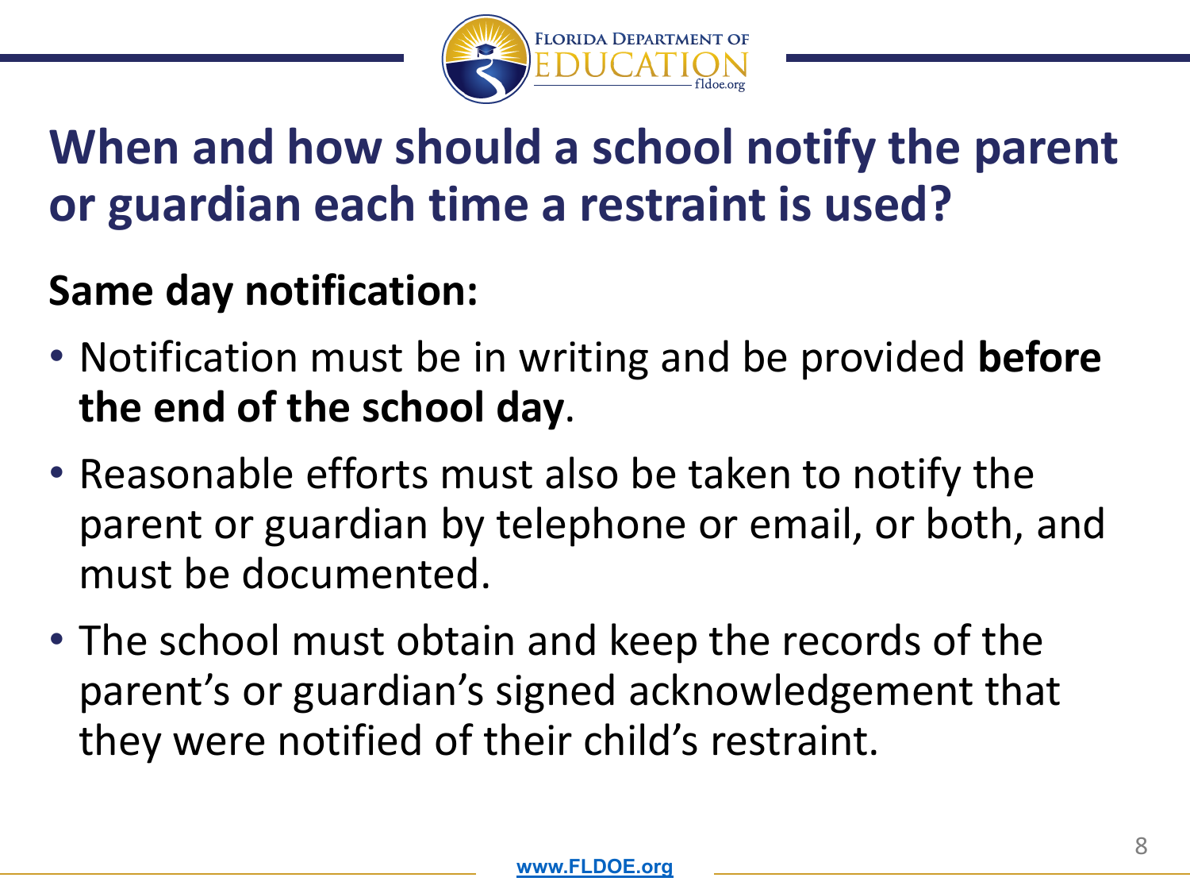# When and how should a school notify the parent or guardian each time a restraint is used?

## Same day notification:

- Notification must be in writing and be provided **before the end of the school day**.
- Reasonable efforts must also be taken to notify the parent or guardian by telephone or email, or both, and must be documented.
- The school must obtain and keep the records of the parent's or guardian's signed acknowledgement that they were notified of their child's restraint.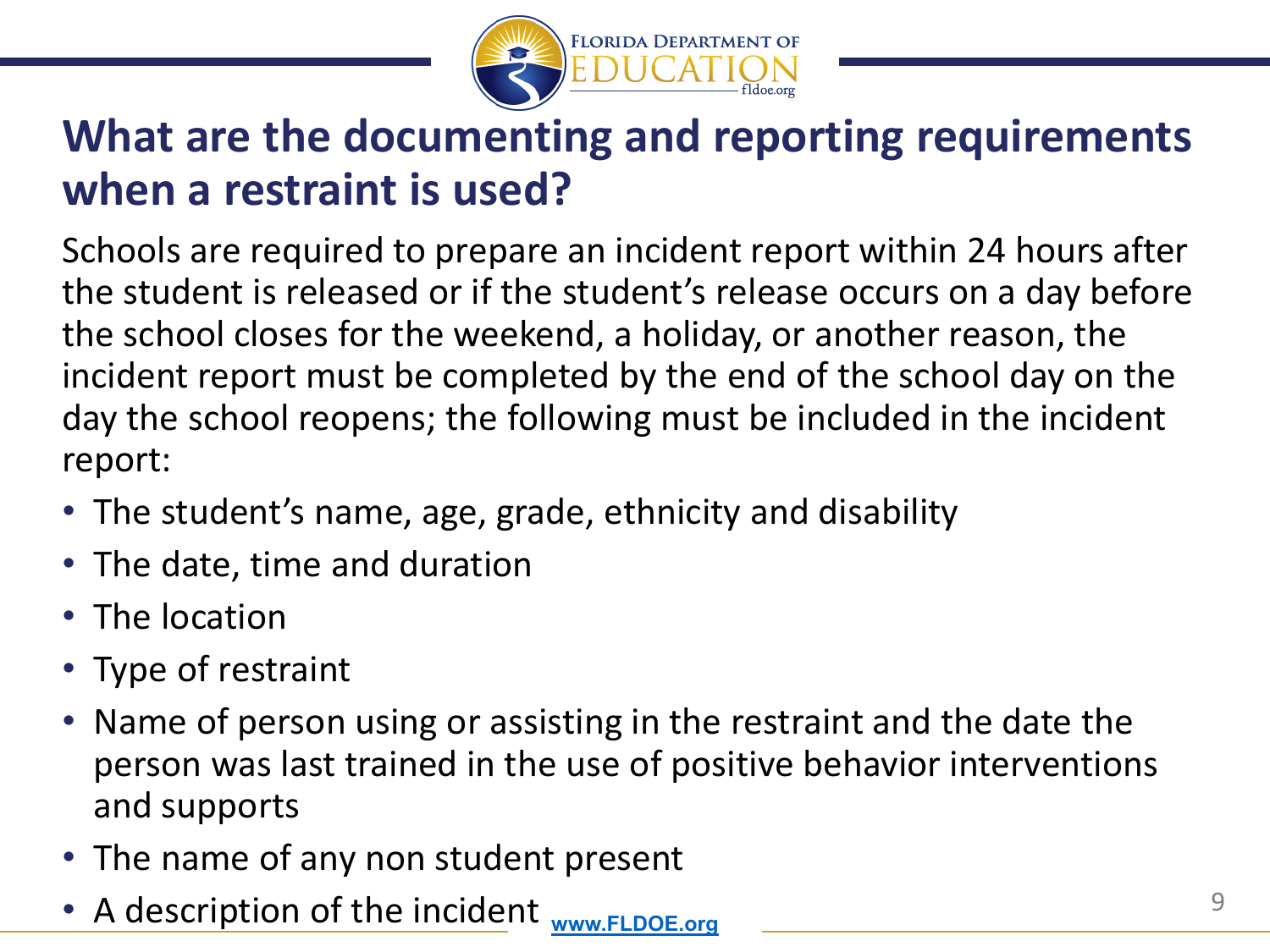# What are the documenting and reporting requirements when a restraint is used?

Schools are required to prepare an incident report within 24 hours after the student is released or if the student's release occurs on a day before the school closes for the weekend, a holiday, or another reason, the incident report must be completed by the end of the school day on the day the school reopens; the following must be included in the incident report:

- The student's name, age, grade, ethnicity and disability
- The date, time and duration
- The location
- Type of restraint
- Name of person using or assisting in the restraint and the date the person was last trained in the use of positive behavior interventions and supports
- The name of any non student present
- A description of the incident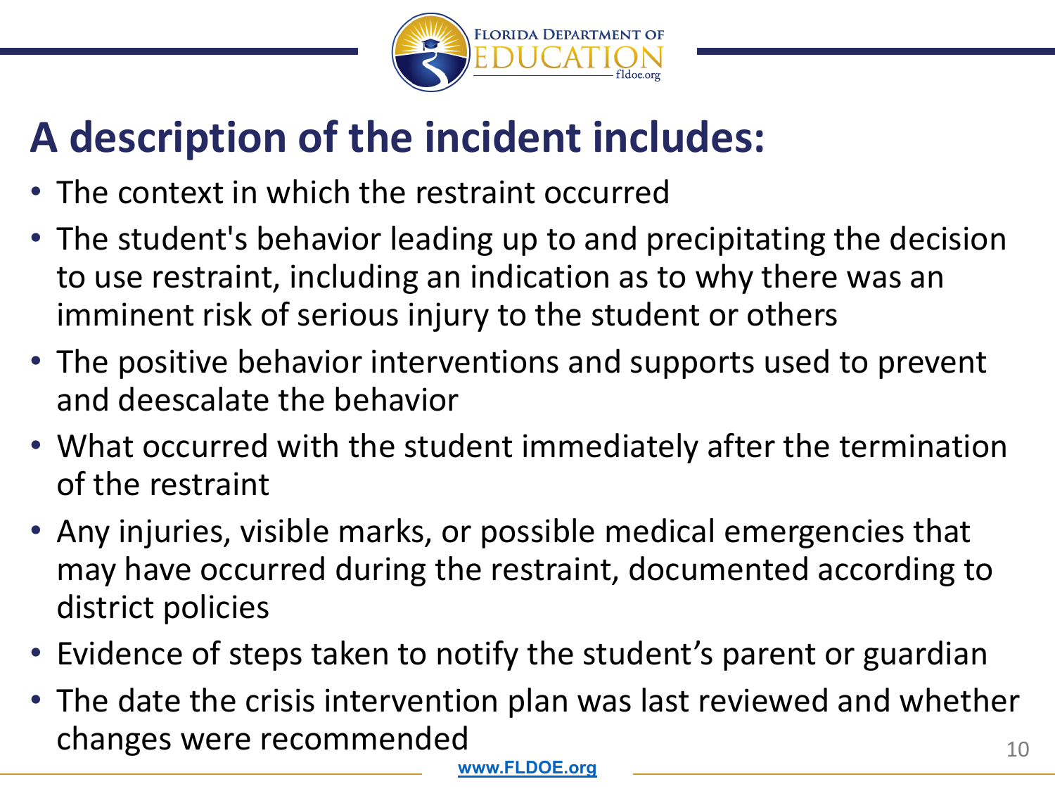# A description of the incident includes:

- The context in which the restraint occurred
- The student's behavior leading up to and precipitating the decision to use restraint, including an indication as to why there was an imminent risk of serious injury to the student or others
- The positive behavior interventions and supports used to prevent and deescalate the behavior
- What occurred with the student immediately after the termination of the restraint
- Any injuries, visible marks, or possible medical emergencies that may have occurred during the restraint, documented according to district policies
- Evidence of steps taken to notify the student's parent or guardian
- The date the crisis intervention plan was last reviewed and whether changes were recommended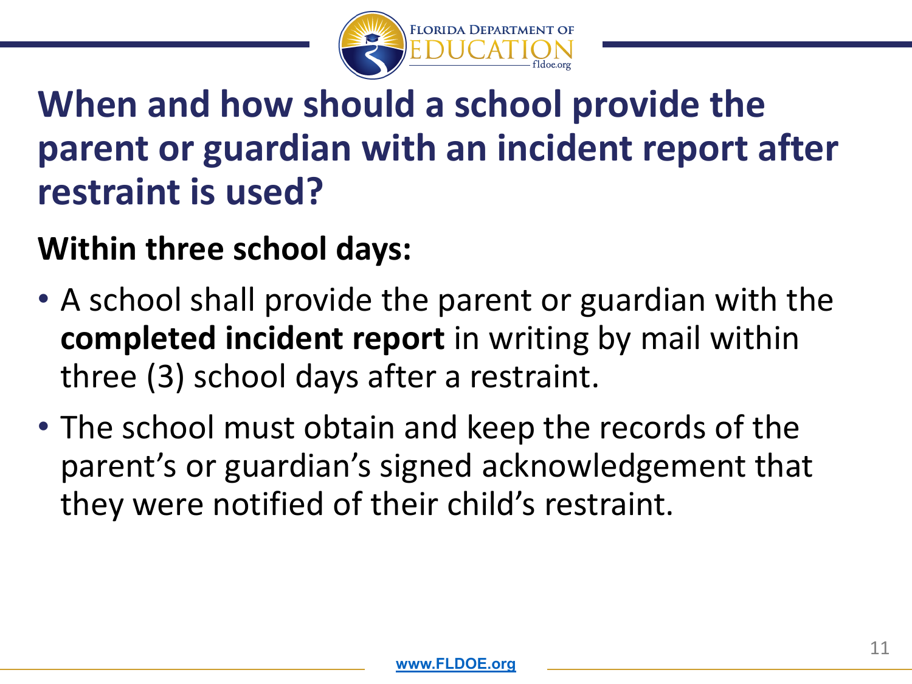# When and how should a school provide the parent or guardian with an incident report after restraint is used?

## Within three school days:

- A school shall provide the parent or guardian with the **completed incident report** in writing by mail within three (3) school days after a restraint.
- The school must obtain and keep the records of the parent's or guardian's signed acknowledgement that they were notified of their child's restraint.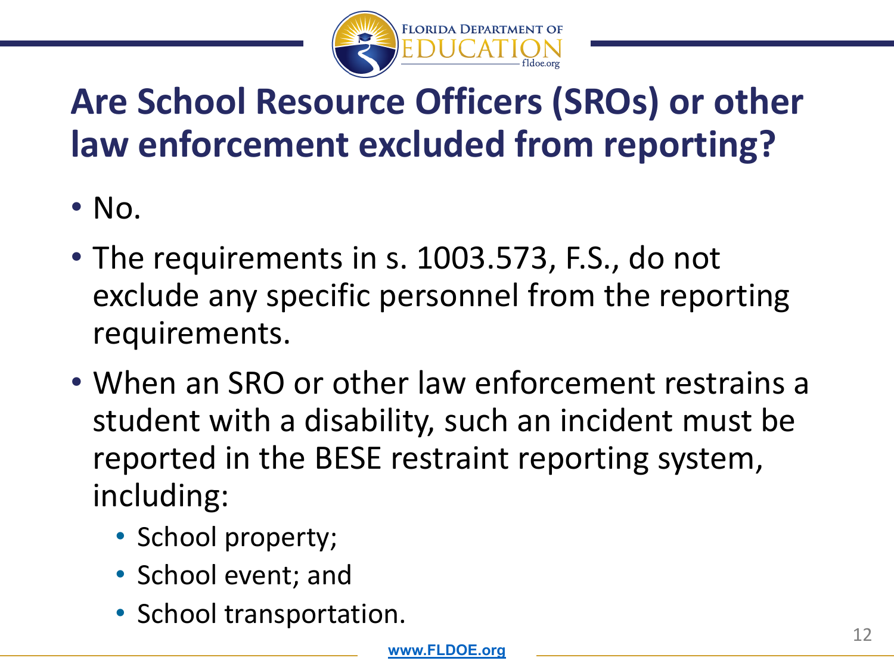# Are School Resource Officers (SROs) or other law enforcement excluded from reporting?

- No.
- The requirements in s. 1003.573, F.S., do not exclude any specific personnel from the reporting requirements.
- When an SRO or other law enforcement restrains a student with a disability, such an incident must be reported in the BESE restraint reporting system, including:
  - School property;
  - School event; and
  - School transportation.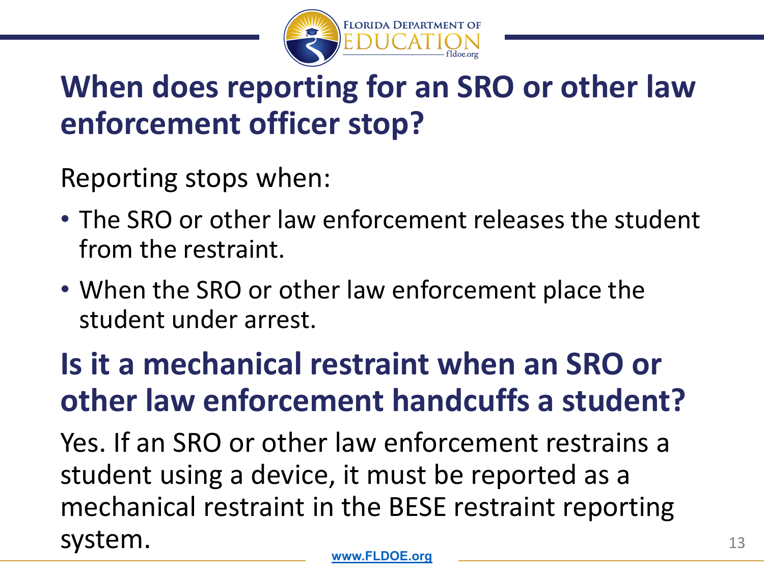## When does reporting for an SRO or other law enforcement officer stop?

Reporting stops when:

- The SRO or other law enforcement releases the student from the restraint.
- When the SRO or other law enforcement place the student under arrest.

## Is it a mechanical restraint when an SRO or other law enforcement handcuffs a student?

Yes. If an SRO or other law enforcement restrains a student using a device, it must be reported as a mechanical restraint in the BESE restraint reporting system.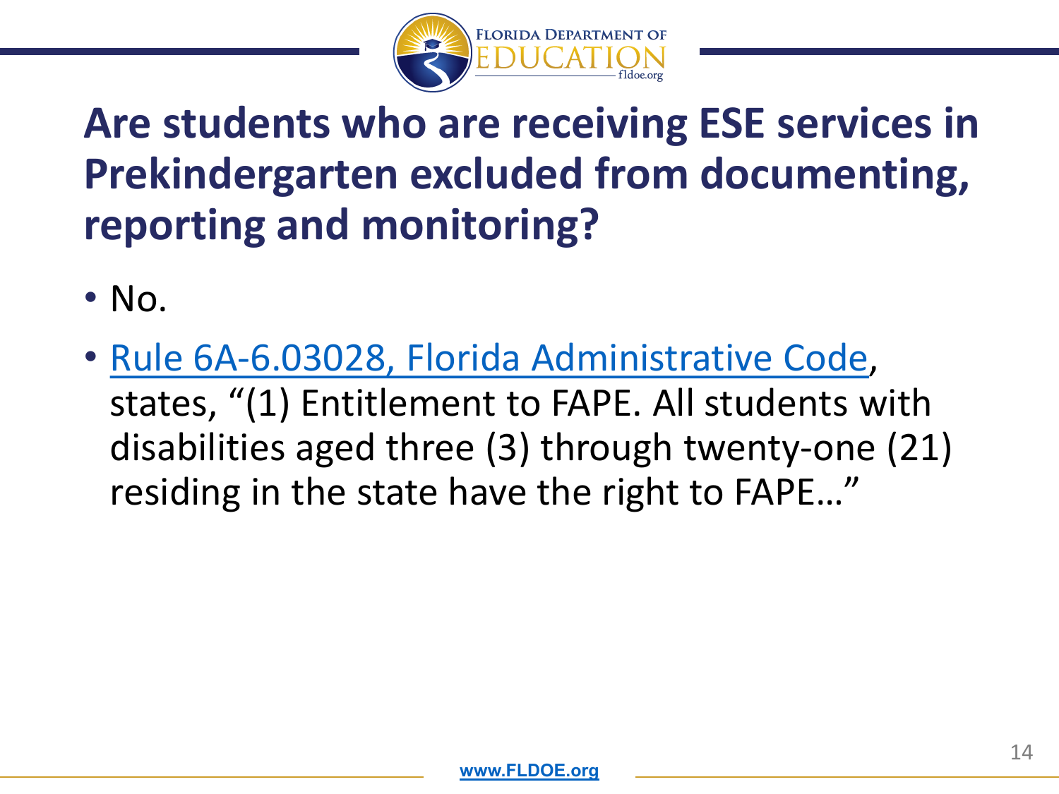# Are students who are receiving ESE services in Prekindergarten excluded from documenting, reporting and monitoring?

- No.
- Rule 6A-6.03028, Florida Administrative Code, states, "(1) Entitlement to FAPE. All students with disabilities aged three (3) through twenty-one (21) residing in the state have the right to FAPE…"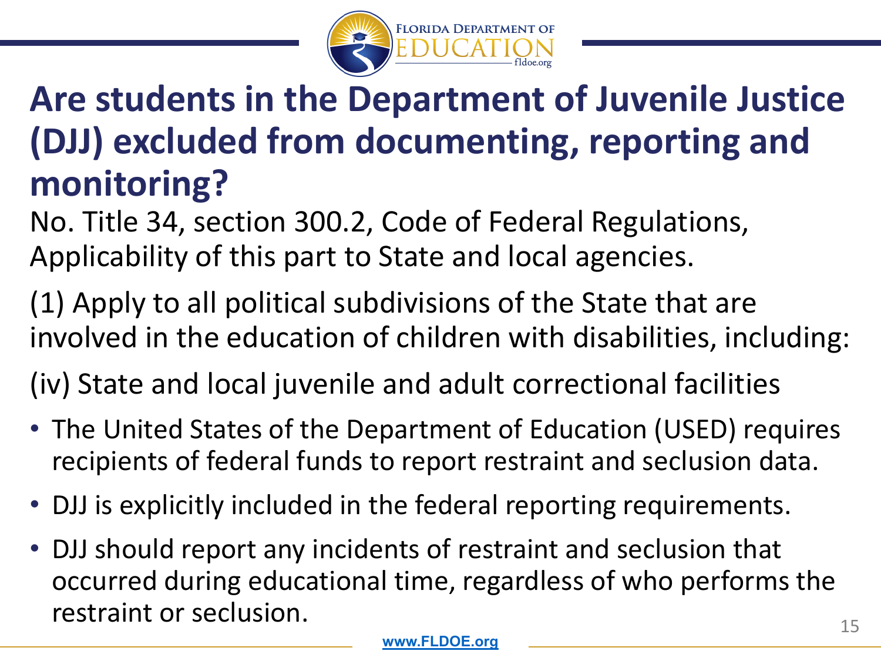# Are students in the Department of Juvenile Justice (DJJ) excluded from documenting, reporting and monitoring?

No. Title 34, section 300.2, Code of Federal Regulations, Applicability of this part to State and local agencies.

(1) Apply to all political subdivisions of the State that are involved in the education of children with disabilities, including:

(iv) State and local juvenile and adult correctional facilities

- The United States of the Department of Education (USED) requires recipients of federal funds to report restraint and seclusion data.
- DJJ is explicitly included in the federal reporting requirements.
- DJJ should report any incidents of restraint and seclusion that occurred during educational time, regardless of who performs the restraint or seclusion.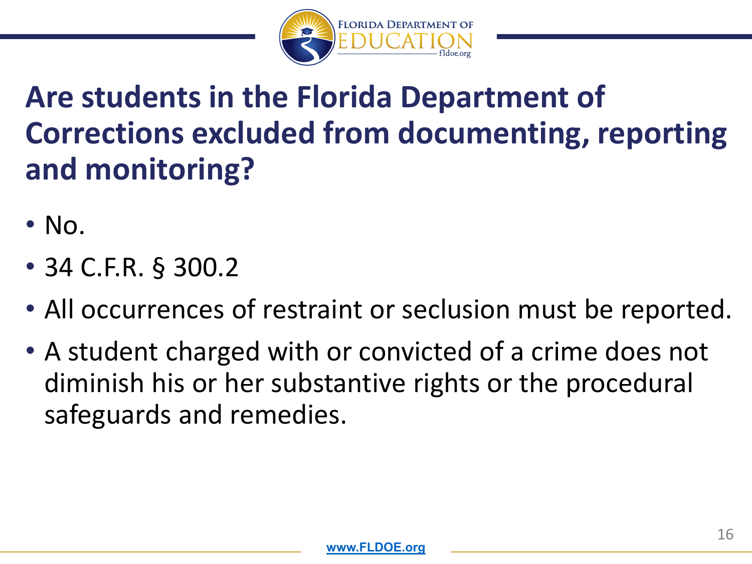# Are students in the Florida Department of Corrections excluded from documenting, reporting and monitoring?

- No.
- 34 C.F.R. § 300.2
- All occurrences of restraint or seclusion must be reported.
- A student charged with or convicted of a crime does not diminish his or her substantive rights or the procedural safeguards and remedies.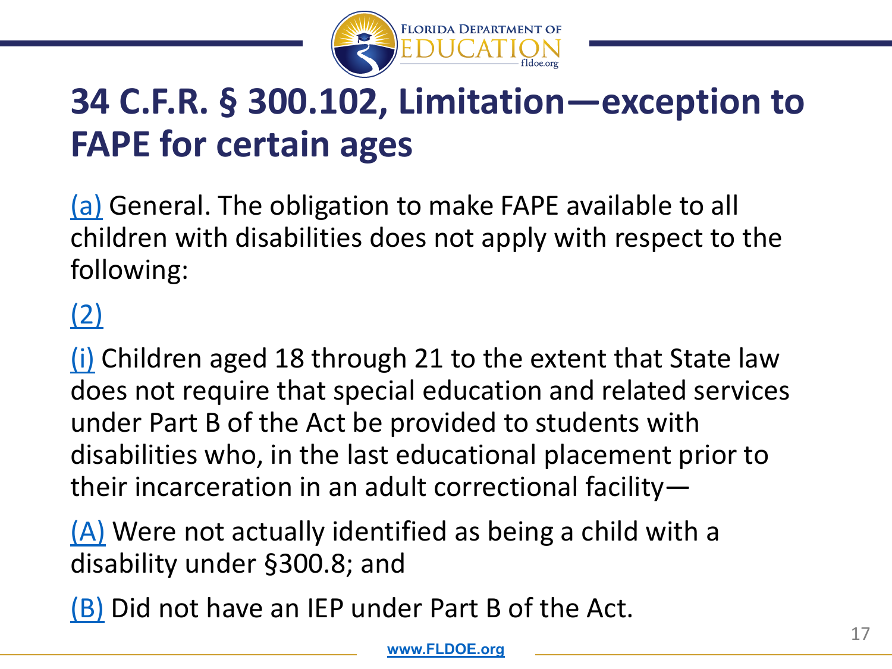# 34 C.F.R. § 300.102, Limitation—exception to FAPE for certain ages

(a) General. The obligation to make FAPE available to all children with disabilities does not apply with respect to the following:

(2)

(i) Children aged 18 through 21 to the extent that State law does not require that special education and related services under Part B of the Act be provided to students with disabilities who, in the last educational placement prior to their incarceration in an adult correctional facility—

(A) Were not actually identified as being a child with a disability under §300.8; and

(B) Did not have an IEP under Part B of the Act.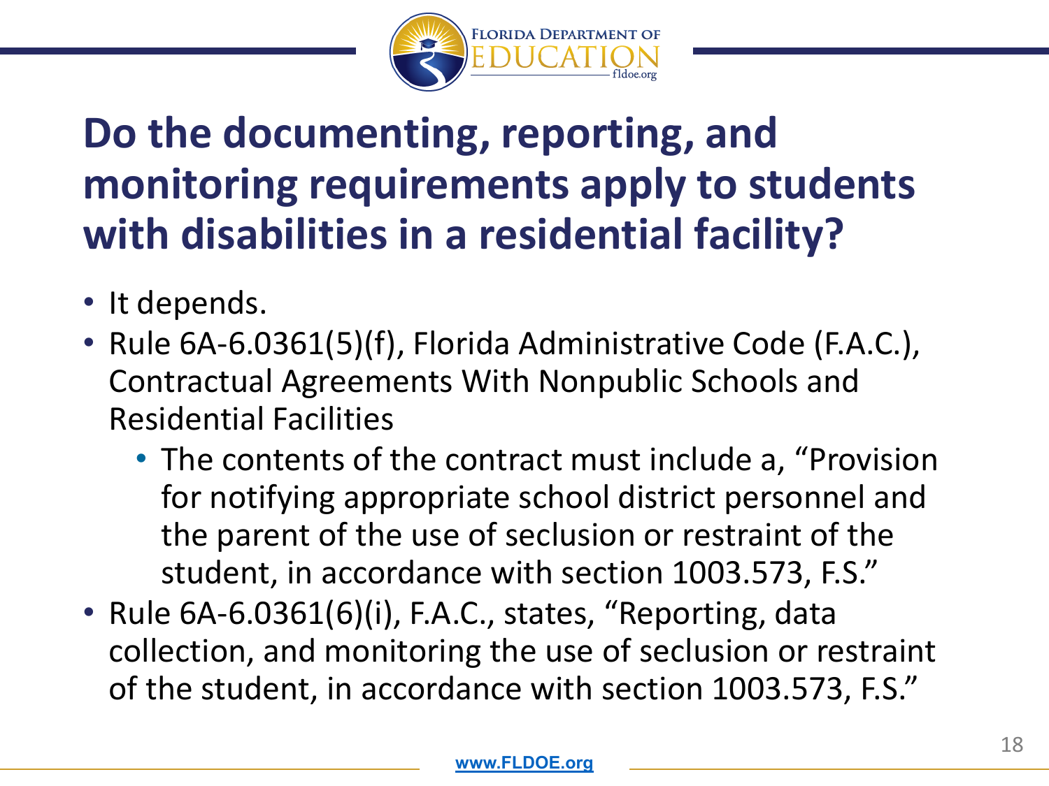# Do the documenting, reporting, and monitoring requirements apply to students with disabilities in a residential facility?

- It depends.
- Rule 6A-6.0361(5)(f), Florida Administrative Code (F.A.C.), Contractual Agreements With Nonpublic Schools and Residential Facilities
  - The contents of the contract must include a, "Provision for notifying appropriate school district personnel and the parent of the use of seclusion or restraint of the student, in accordance with section 1003.573, F.S."
- Rule 6A-6.0361(6)(i), F.A.C., states, "Reporting, data collection, and monitoring the use of seclusion or restraint of the student, in accordance with section 1003.573, F.S."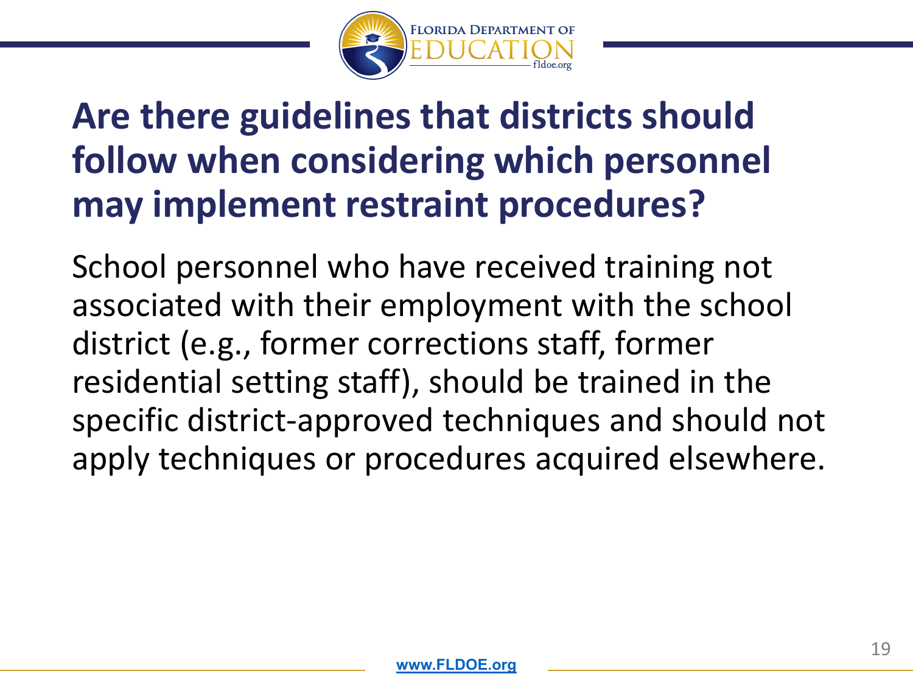# Are there guidelines that districts should follow when considering which personnel may implement restraint procedures?

School personnel who have received training not associated with their employment with the school district (e.g., former corrections staff, former residential setting staff), should be trained in the specific district-approved techniques and should not apply techniques or procedures acquired elsewhere.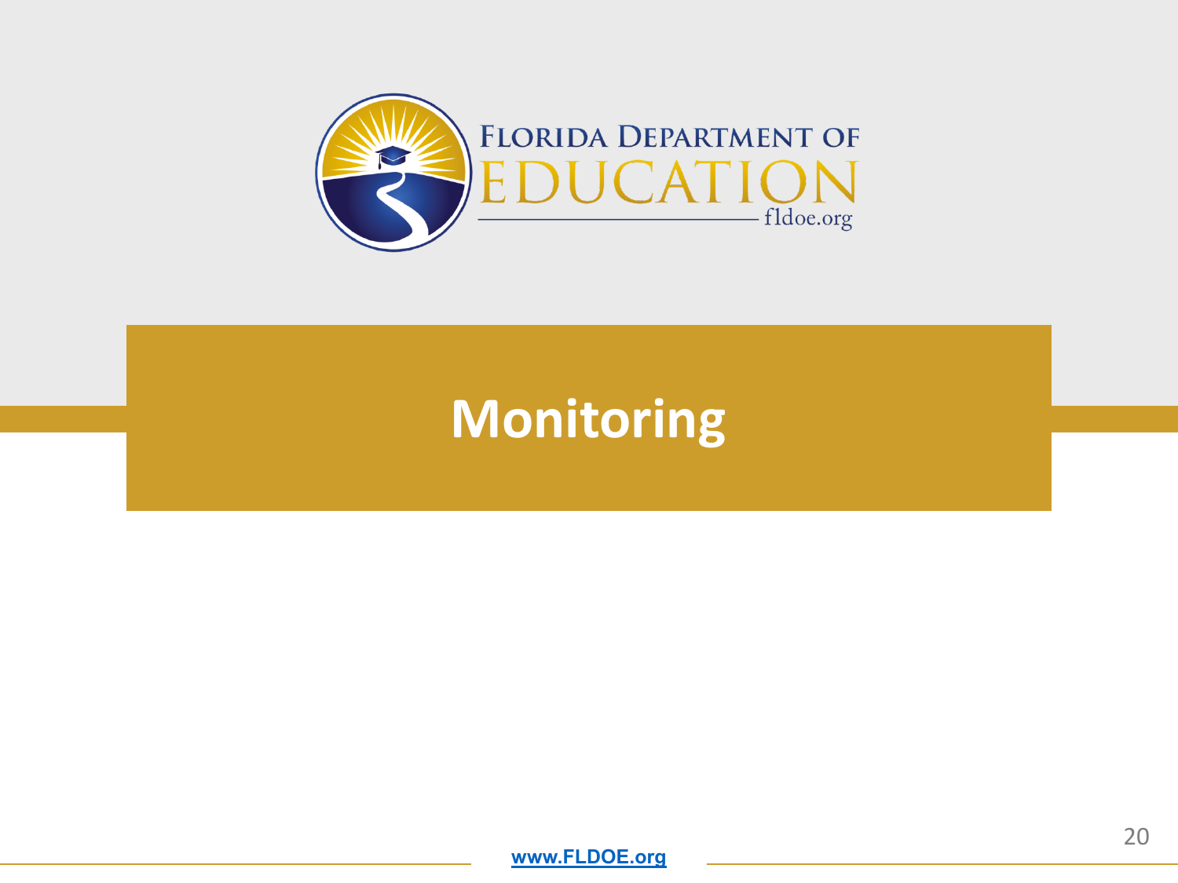# Monitoring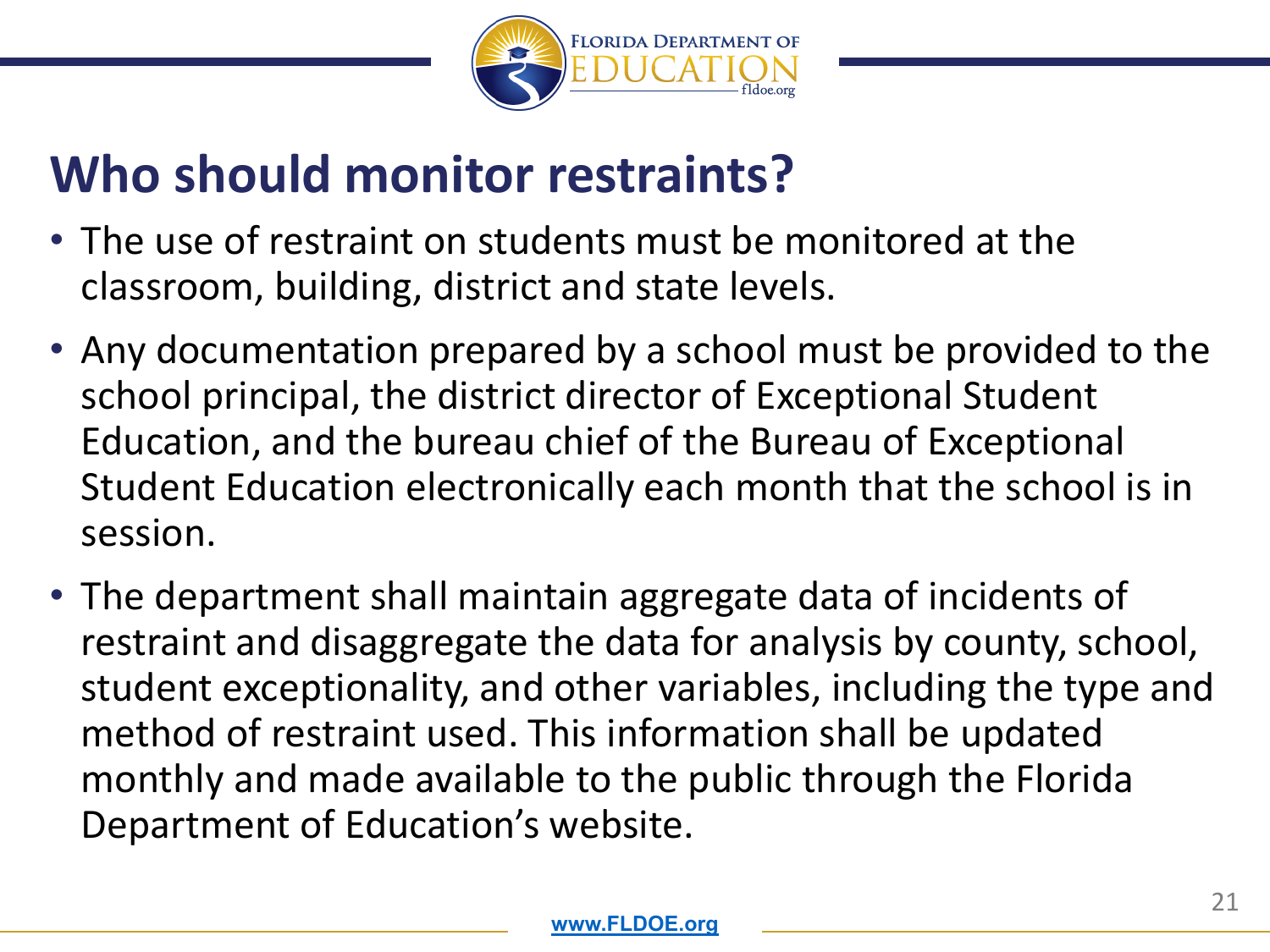# Who should monitor restraints?

- The use of restraint on students must be monitored at the classroom, building, district and state levels.
- Any documentation prepared by a school must be provided to the school principal, the district director of Exceptional Student Education, and the bureau chief of the Bureau of Exceptional Student Education electronically each month that the school is in session.
- The department shall maintain aggregate data of incidents of restraint and disaggregate the data for analysis by county, school, student exceptionality, and other variables, including the type and method of restraint used. This information shall be updated monthly and made available to the public through the Florida Department of Education's website.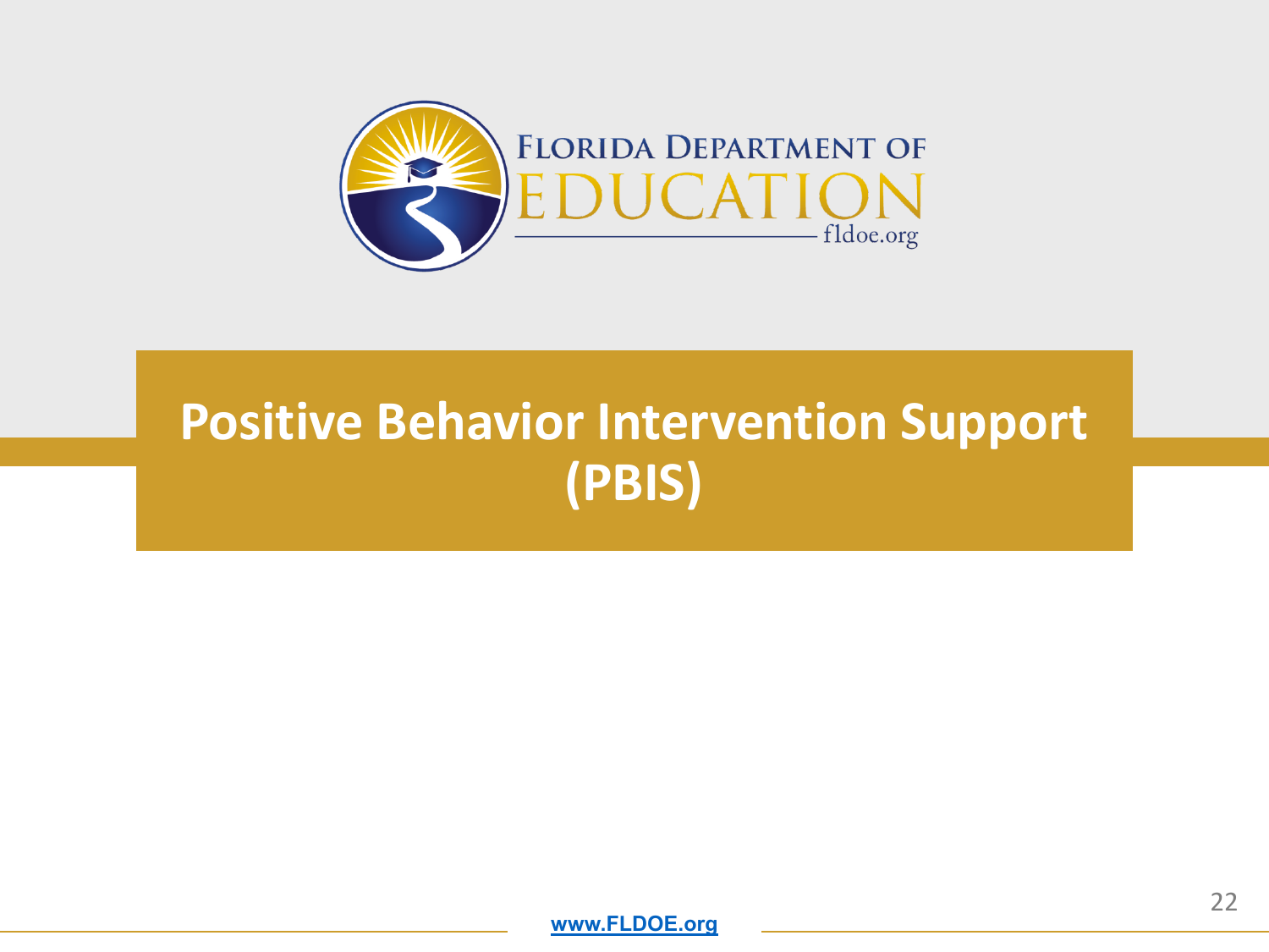# Positive Behavior Intervention Support (PBIS)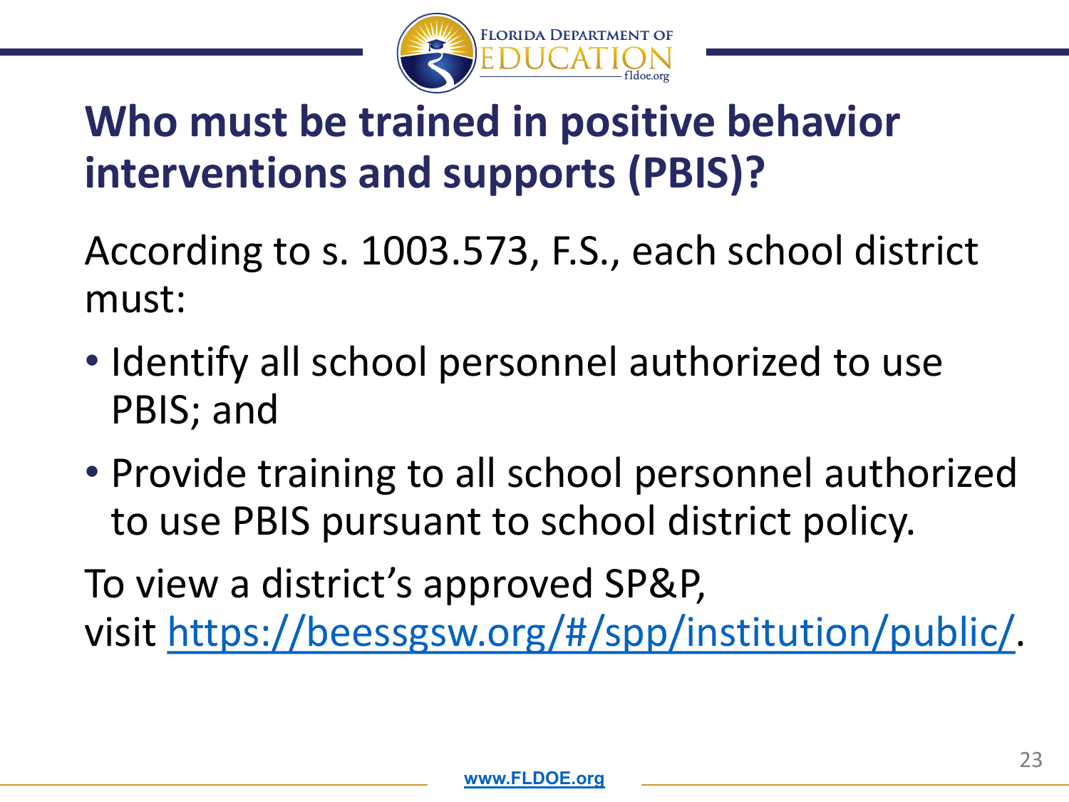# Who must be trained in positive behavior interventions and supports (PBIS)?

According to s. 1003.573, F.S., each school district must:

- Identify all school personnel authorized to use PBIS; and
- Provide training to all school personnel authorized to use PBIS pursuant to school district policy.

To view a district's approved SP&P, visit https://beessgsw.org/#/spp/institution/public/.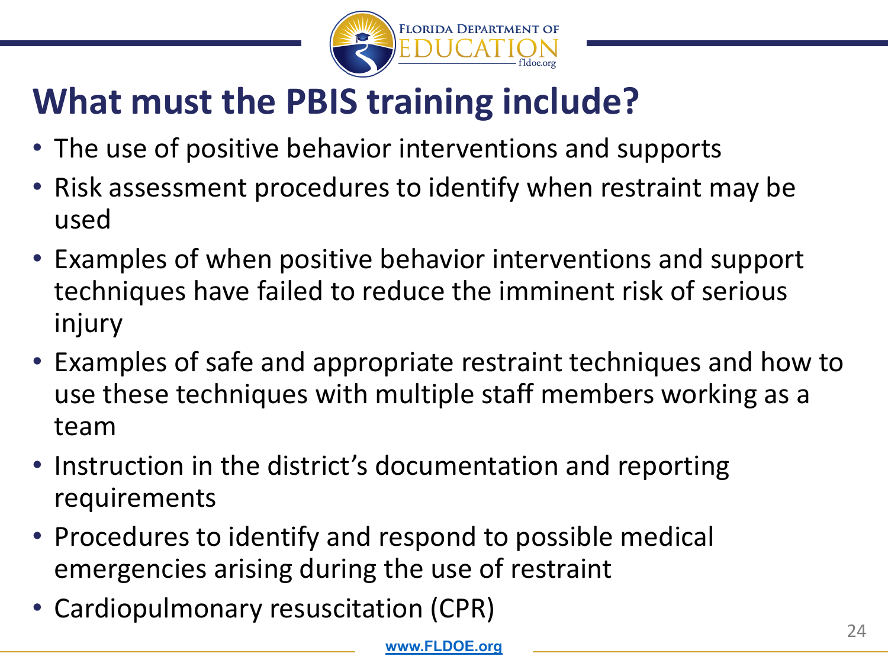# What must the PBIS training include?

- The use of positive behavior interventions and supports
- Risk assessment procedures to identify when restraint may be used
- Examples of when positive behavior interventions and support techniques have failed to reduce the imminent risk of serious injury
- Examples of safe and appropriate restraint techniques and how to use these techniques with multiple staff members working as a team
- Instruction in the district's documentation and reporting requirements
- Procedures to identify and respond to possible medical emergencies arising during the use of restraint
- Cardiopulmonary resuscitation (CPR)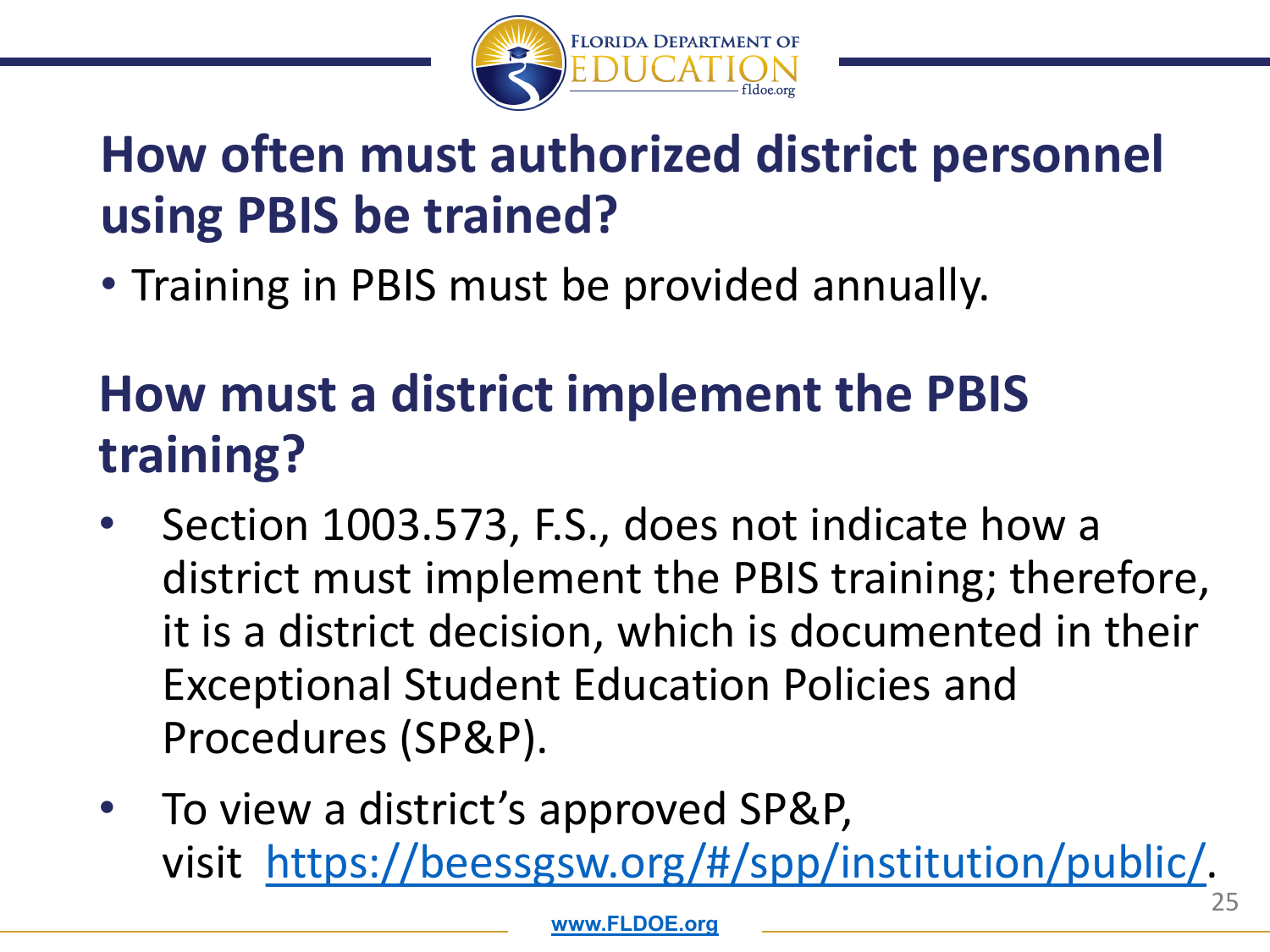## How often must authorized district personnel using PBIS be trained?

- Training in PBIS must be provided annually.

## How must a district implement the PBIS training?

- Section 1003.573, F.S., does not indicate how a district must implement the PBIS training; therefore, it is a district decision, which is documented in their Exceptional Student Education Policies and Procedures (SP&P).
- To view a district's approved SP&P, visit https://beessgsw.org/#/spp/institution/public/.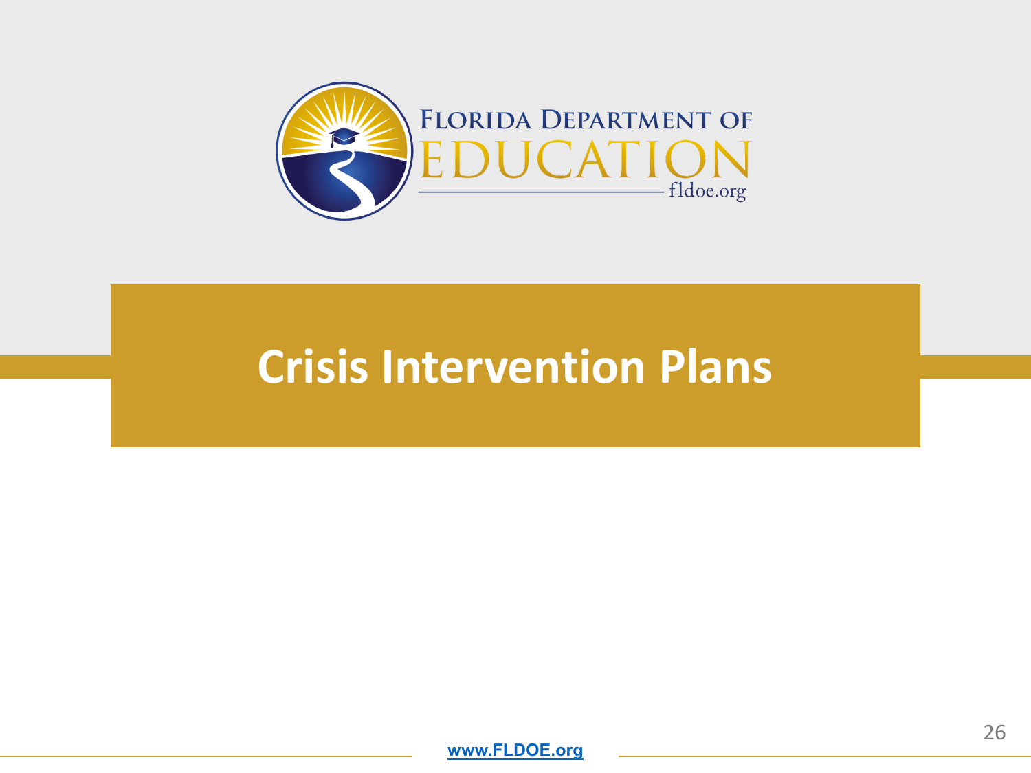# Crisis Intervention Plans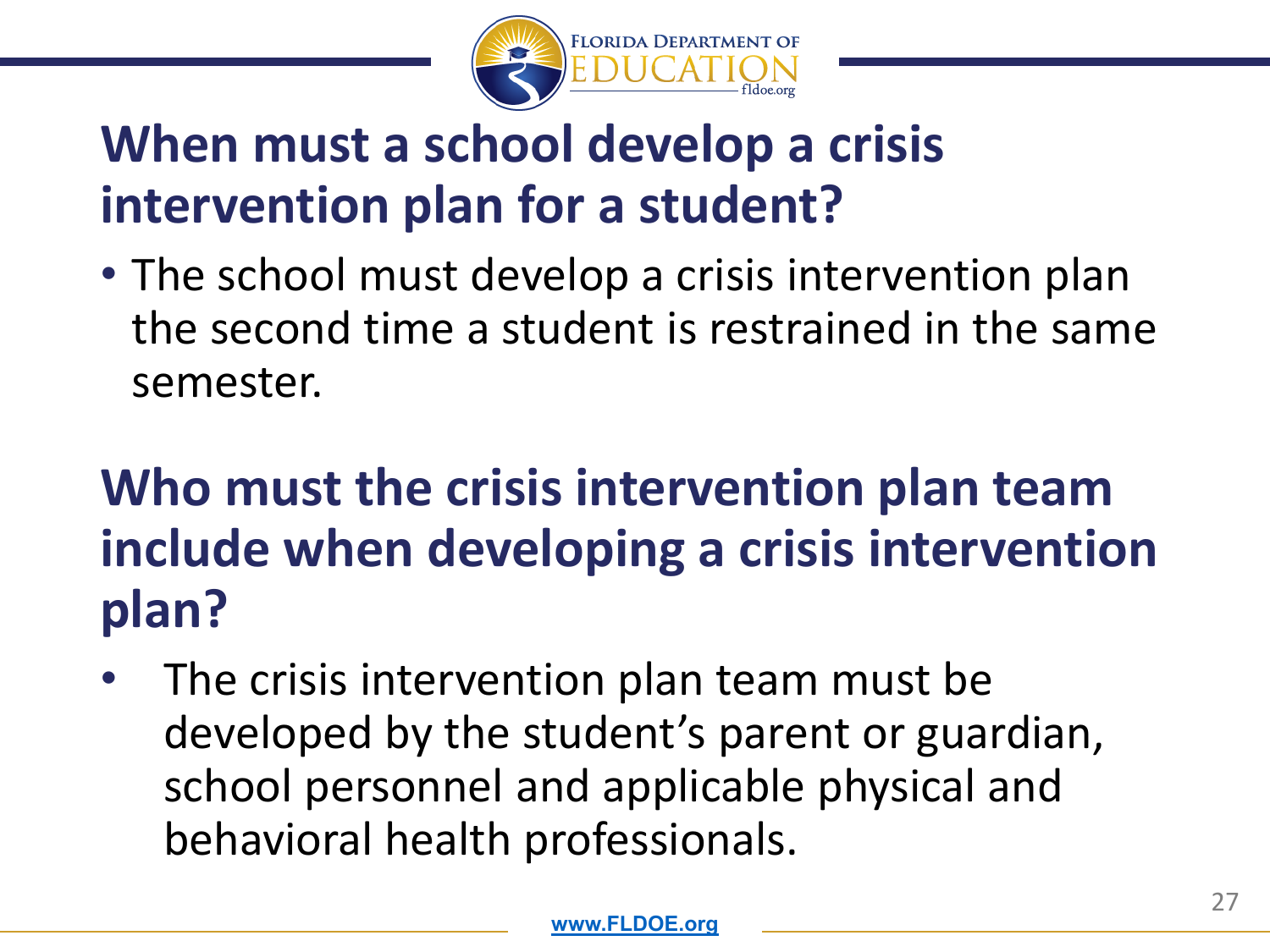## When must a school develop a crisis intervention plan for a student?

- The school must develop a crisis intervention plan the second time a student is restrained in the same semester.

## Who must the crisis intervention plan team include when developing a crisis intervention plan?

- The crisis intervention plan team must be developed by the student's parent or guardian, school personnel and applicable physical and behavioral health professionals.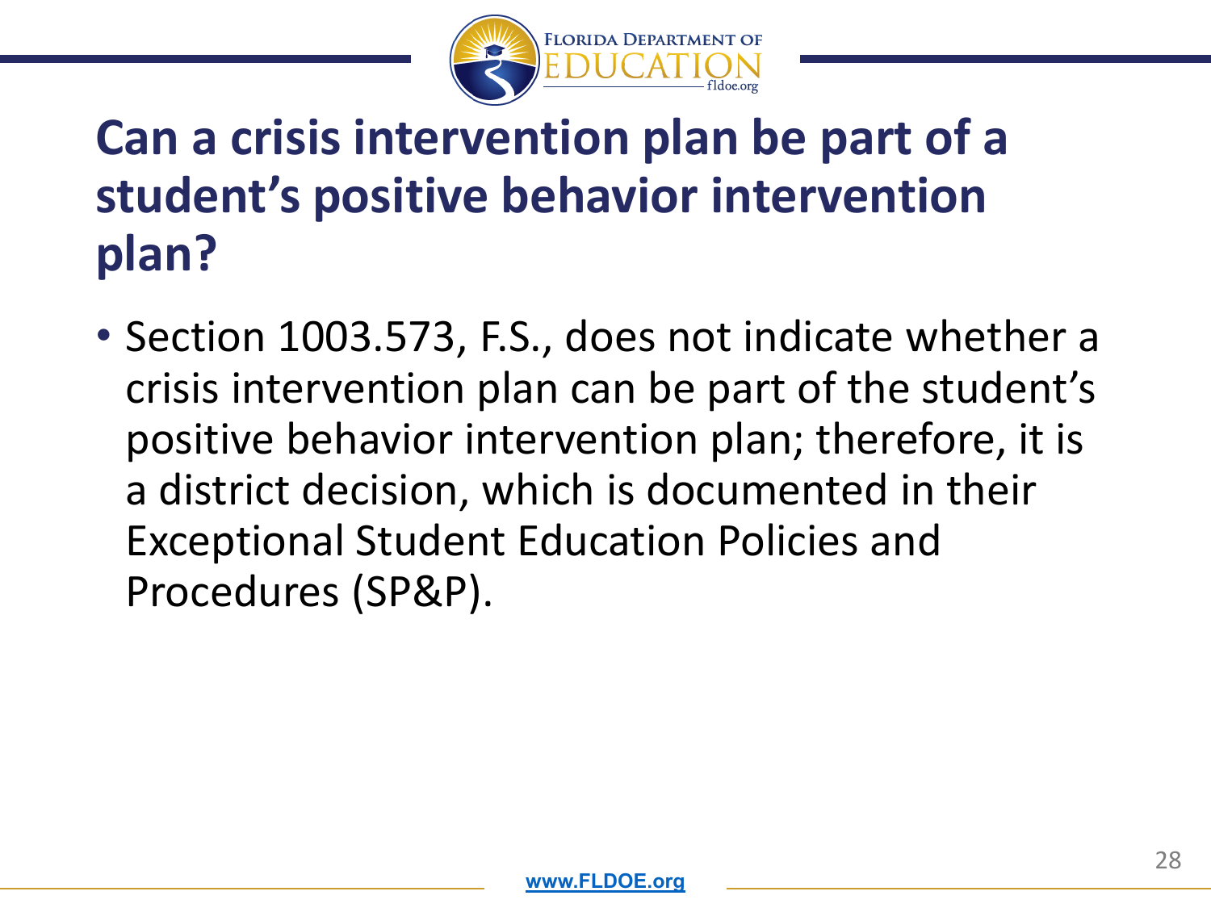# Can a crisis intervention plan be part of a student's positive behavior intervention plan?

- Section 1003.573, F.S., does not indicate whether a crisis intervention plan can be part of the student's positive behavior intervention plan; therefore, it is a district decision, which is documented in their Exceptional Student Education Policies and Procedures (SP&P).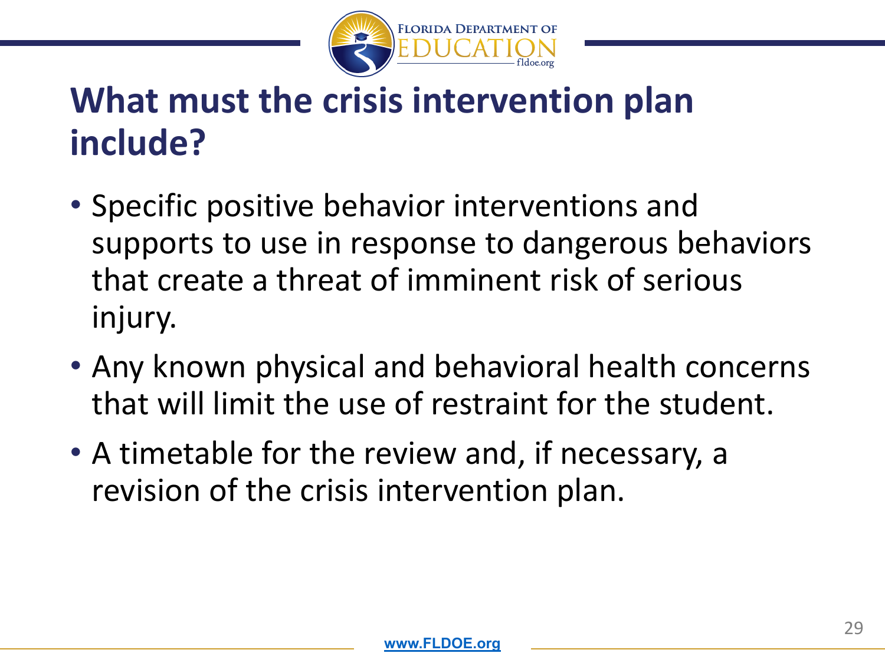# What must the crisis intervention plan include?

- Specific positive behavior interventions and supports to use in response to dangerous behaviors that create a threat of imminent risk of serious injury.
- Any known physical and behavioral health concerns that will limit the use of restraint for the student.
- A timetable for the review and, if necessary, a revision of the crisis intervention plan.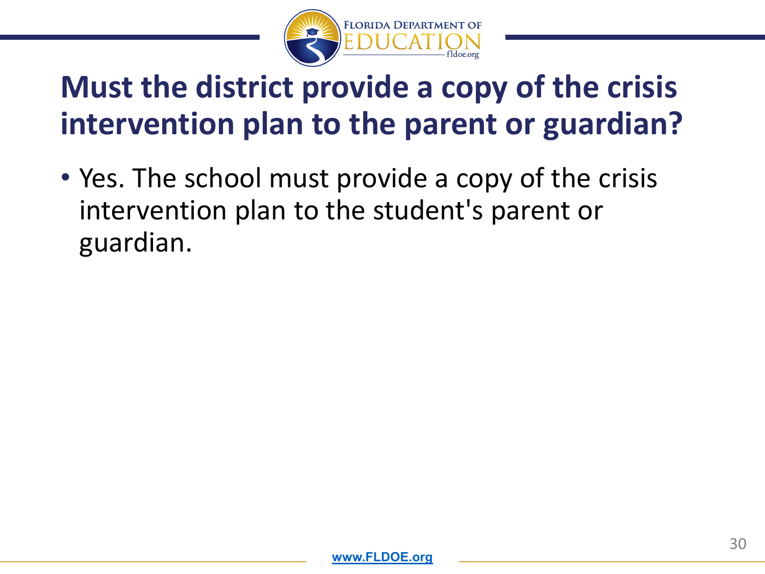# Must the district provide a copy of the crisis intervention plan to the parent or guardian?

- Yes. The school must provide a copy of the crisis intervention plan to the student's parent or guardian.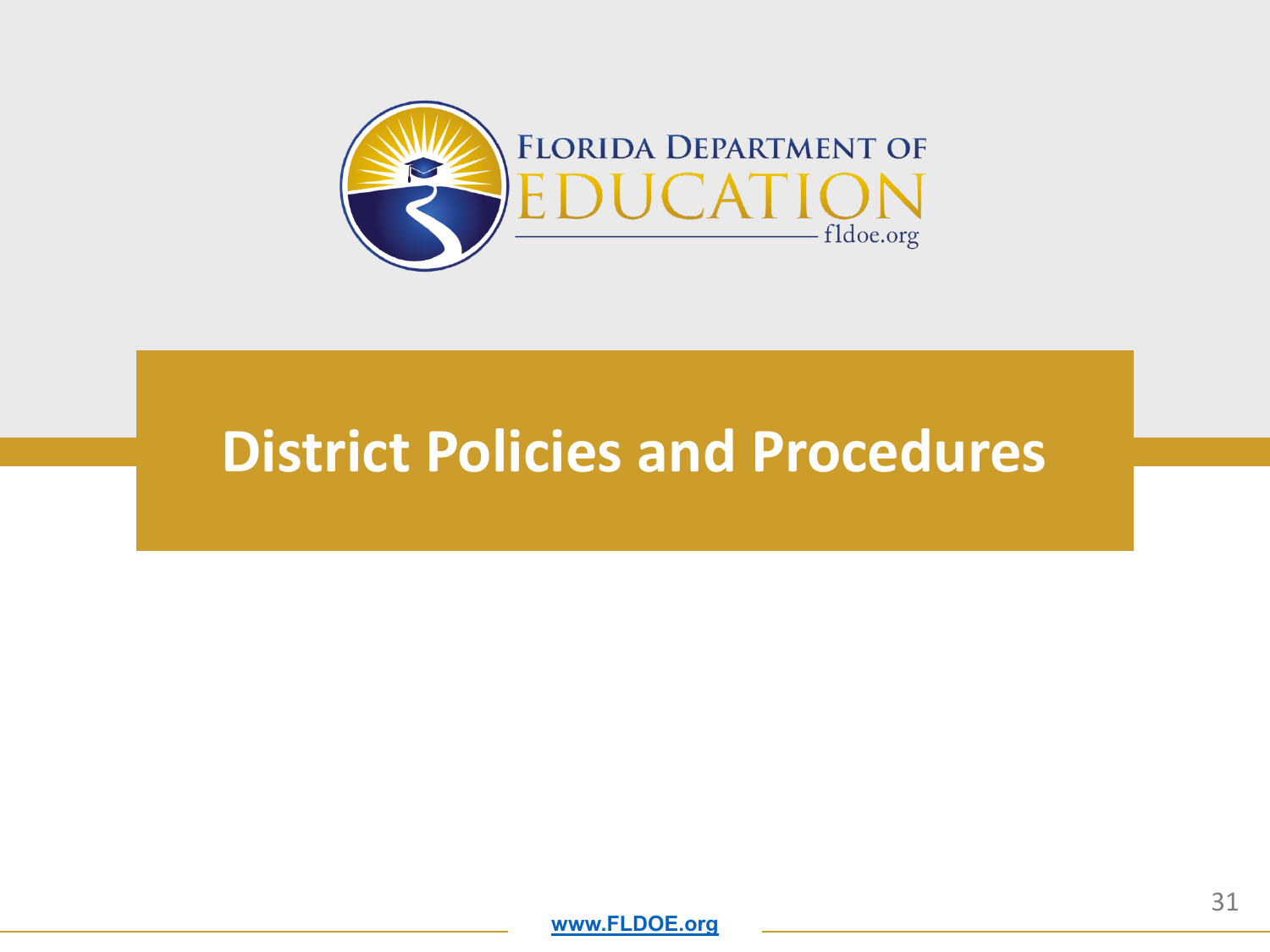# District Policies and Procedures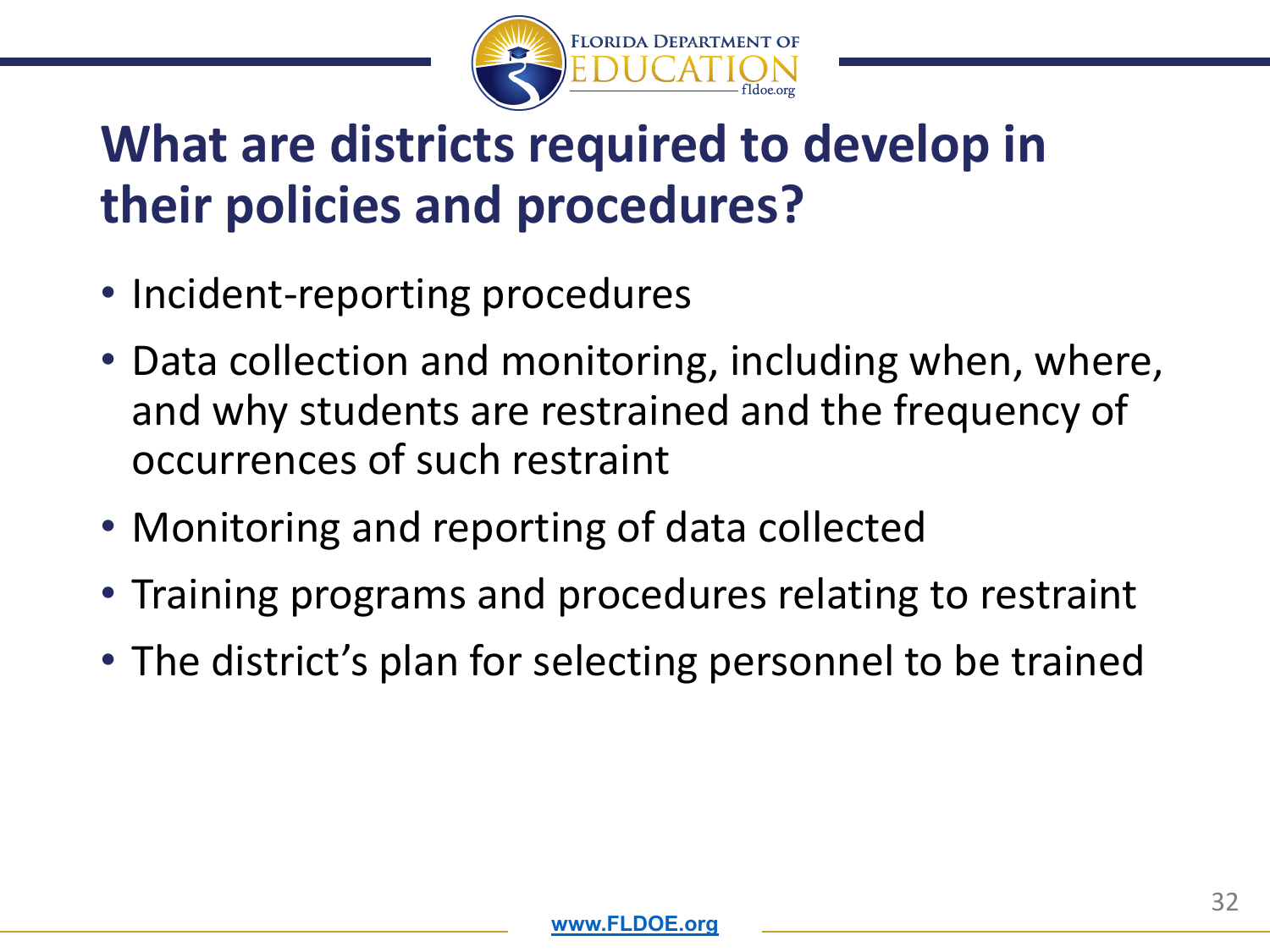# What are districts required to develop in their policies and procedures?

- Incident-reporting procedures
- Data collection and monitoring, including when, where, and why students are restrained and the frequency of occurrences of such restraint
- Monitoring and reporting of data collected
- Training programs and procedures relating to restraint
- The district's plan for selecting personnel to be trained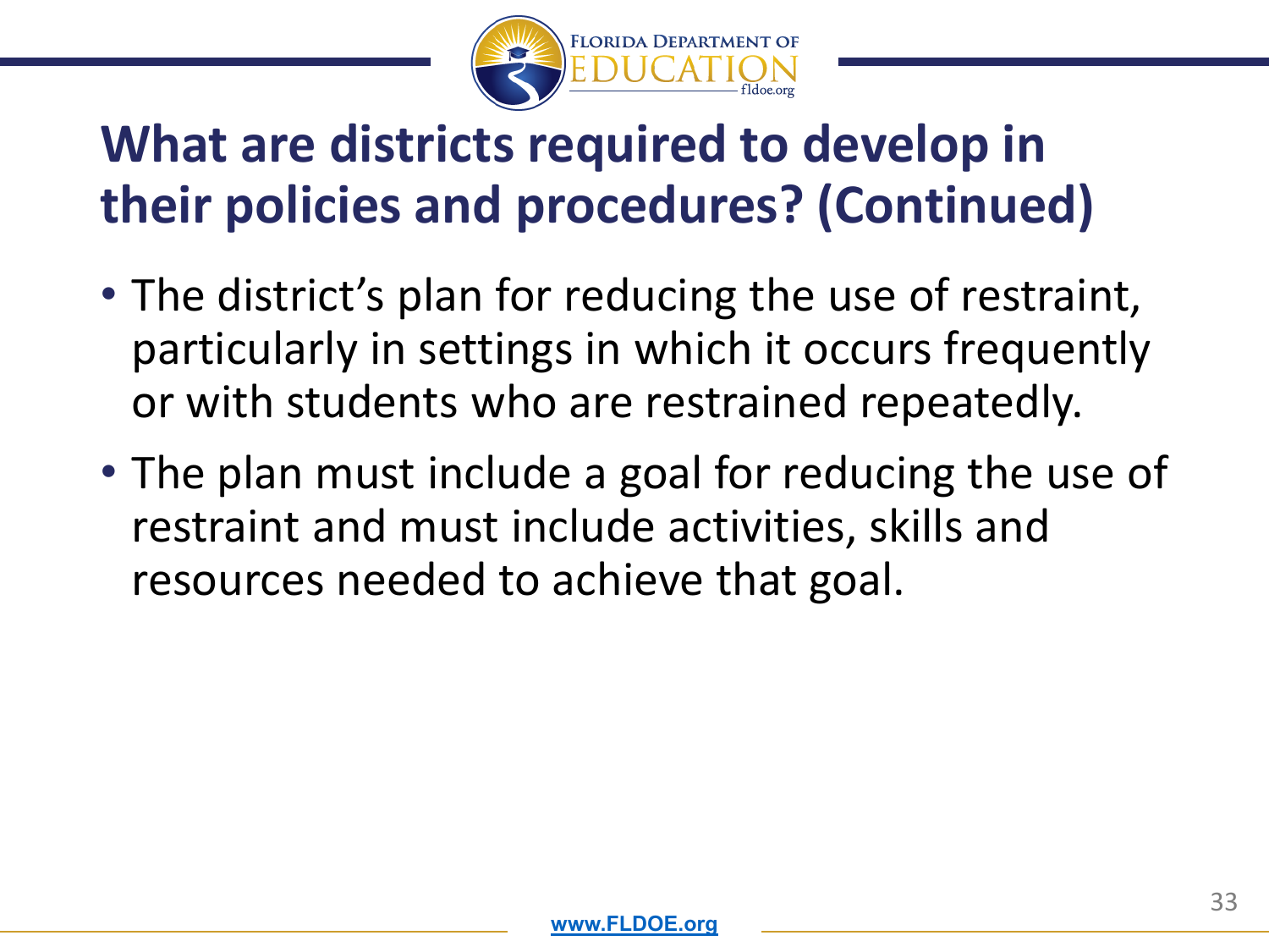# What are districts required to develop in their policies and procedures? (Continued)

- The district's plan for reducing the use of restraint, particularly in settings in which it occurs frequently or with students who are restrained repeatedly.
- The plan must include a goal for reducing the use of restraint and must include activities, skills and resources needed to achieve that goal.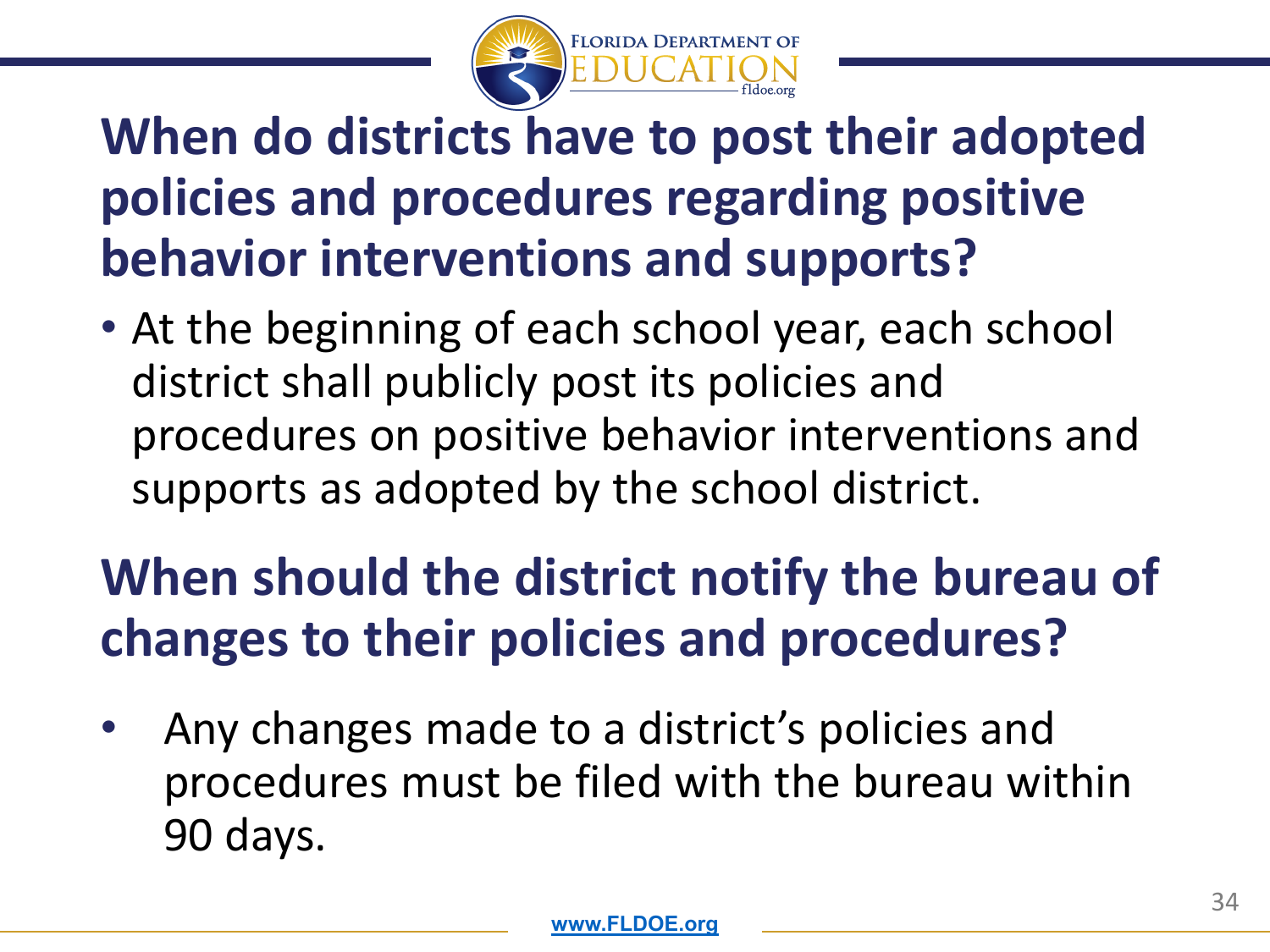## When do districts have to post their adopted policies and procedures regarding positive behavior interventions and supports?

- At the beginning of each school year, each school district shall publicly post its policies and procedures on positive behavior interventions and supports as adopted by the school district.

## When should the district notify the bureau of changes to their policies and procedures?

- Any changes made to a district's policies and procedures must be filed with the bureau within 90 days.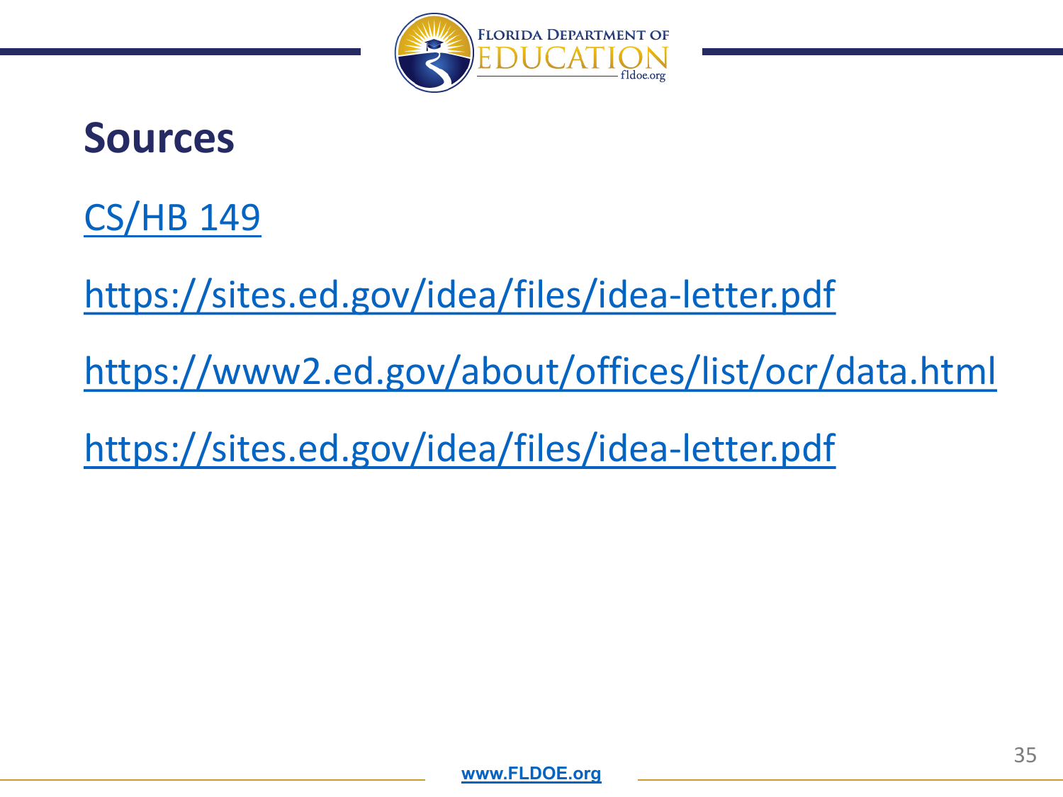# Sources

CS/HB 149

https://sites.ed.gov/idea/files/idea-letter.pdf

https://www2.ed.gov/about/offices/list/ocr/data.html

https://sites.ed.gov/idea/files/idea-letter.pdf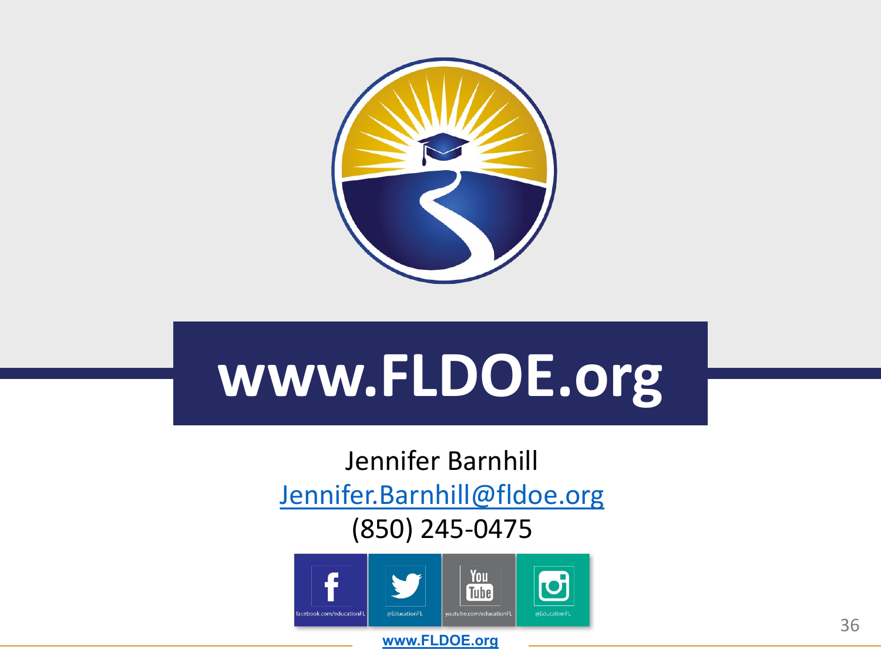# www.FLDOE.org

Jennifer Barnhill

Jennifer.Barnhill@fldoe.org

(850) 245-0475

facebook.com/educationFL

@EducationFL

youtube.com/educationFL

@EducationFL

www.FLDOE.org